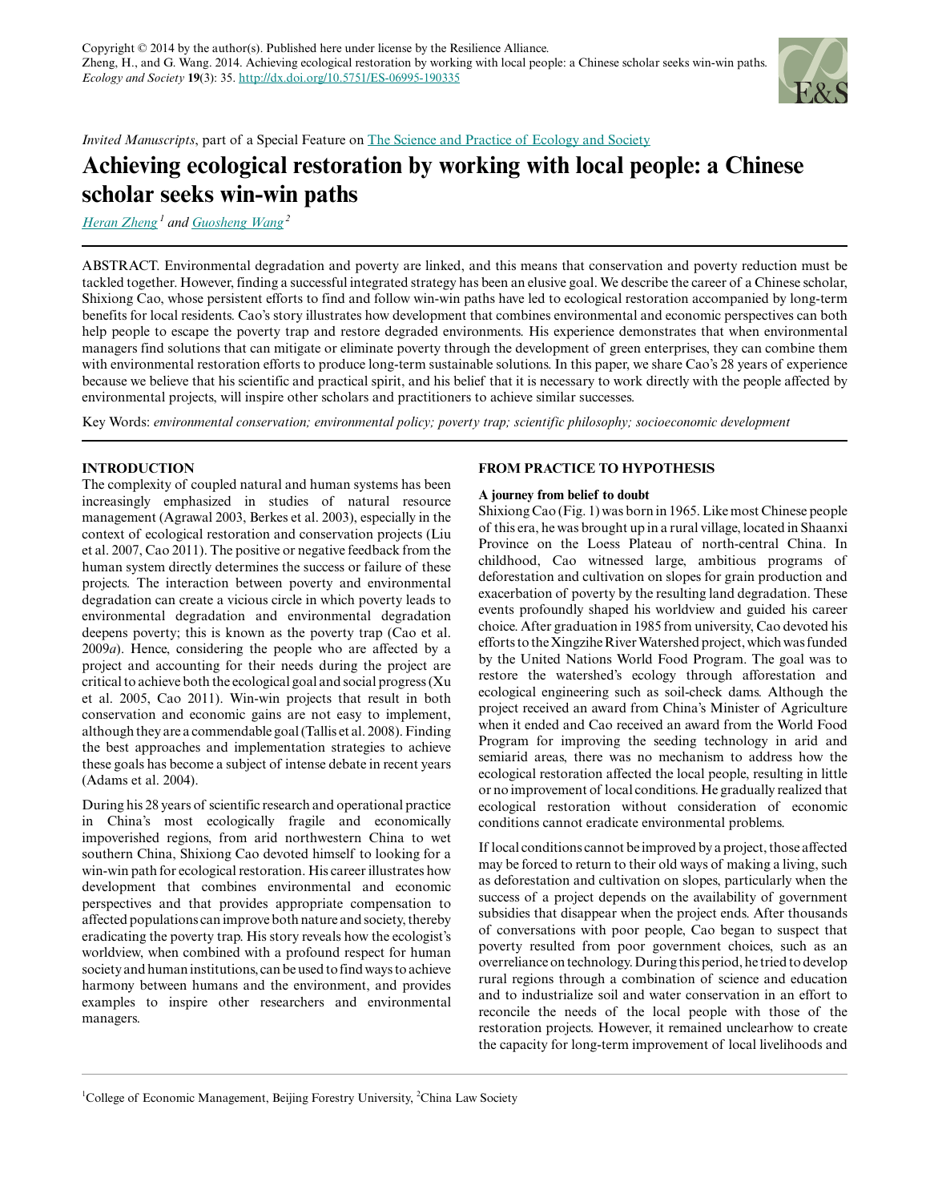Copyright © 2014 by the author(s). Published here under license by the Resilience Alliance.
Zheng, H., and G. Wang. 2014. Achieving ecological restoration by working with local people: a Chinese scholar seeks win-win paths. *Ecology and Society* **19**(3): 35. http://dx.doi.org/10.5751/ES-06995-190335

*Invited Manuscripts*, part of a Special Feature on The Science and Practice of Ecology and Society

# Achieving ecological restoration by working with local people: a Chinese scholar seeks win-win paths

*Heran Zheng*[1] and *Guosheng Wang*[2]

ABSTRACT. Environmental degradation and poverty are linked, and this means that conservation and poverty reduction must be tackled together. However, finding a successful integrated strategy has been an elusive goal. We describe the career of a Chinese scholar, Shixiong Cao, whose persistent efforts to find and follow win-win paths have led to ecological restoration accompanied by long-term benefits for local residents. Cao's story illustrates how development that combines environmental and economic perspectives can both help people to escape the poverty trap and restore degraded environments. His experience demonstrates that when environmental managers find solutions that can mitigate or eliminate poverty through the development of green enterprises, they can combine them with environmental restoration efforts to produce long-term sustainable solutions. In this paper, we share Cao's 28 years of experience because we believe that his scientific and practical spirit, and his belief that it is necessary to work directly with the people affected by environmental projects, will inspire other scholars and practitioners to achieve similar successes.

Key Words: *environmental conservation; environmental policy; poverty trap; scientific philosophy; socioeconomic development*

## INTRODUCTION

The complexity of coupled natural and human systems has been increasingly emphasized in studies of natural resource management (Agrawal 2003, Berkes et al. 2003), especially in the context of ecological restoration and conservation projects (Liu et al. 2007, Cao 2011). The positive or negative feedback from the human system directly determines the success or failure of these projects. The interaction between poverty and environmental degradation can create a vicious circle in which poverty leads to environmental degradation and environmental degradation deepens poverty; this is known as the poverty trap (Cao et al. 2009*a*). Hence, considering the people who are affected by a project and accounting for their needs during the project are critical to achieve both the ecological goal and social progress (Xu et al. 2005, Cao 2011). Win-win projects that result in both conservation and economic gains are not easy to implement, although they are a commendable goal (Tallis et al. 2008). Finding the best approaches and implementation strategies to achieve these goals has become a subject of intense debate in recent years (Adams et al. 2004).

During his 28 years of scientific research and operational practice in China's most ecologically fragile and economically impoverished regions, from arid northwestern China to wet southern China, Shixiong Cao devoted himself to looking for a win-win path for ecological restoration. His career illustrates how development that combines environmental and economic perspectives and that provides appropriate compensation to affected populations can improve both nature and society, thereby eradicating the poverty trap. His story reveals how the ecologist's worldview, when combined with a profound respect for human society and human institutions, can be used to find ways to achieve harmony between humans and the environment, and provides examples to inspire other researchers and environmental managers.

## FROM PRACTICE TO HYPOTHESIS

### A journey from belief to doubt

Shixiong Cao (Fig. 1) was born in 1965. Like most Chinese people of this era, he was brought up in a rural village, located in Shaanxi Province on the Loess Plateau of north-central China. In childhood, Cao witnessed large, ambitious programs of deforestation and cultivation on slopes for grain production and exacerbation of poverty by the resulting land degradation. These events profoundly shaped his worldview and guided his career choice. After graduation in 1985 from university, Cao devoted his efforts to the Xingzihe River Watershed project, which was funded by the United Nations World Food Program. The goal was to restore the watershed's ecology through afforestation and ecological engineering such as soil-check dams. Although the project received an award from China's Minister of Agriculture when it ended and Cao received an award from the World Food Program for improving the seeding technology in arid and semiarid areas, there was no mechanism to address how the ecological restoration affected the local people, resulting in little or no improvement of local conditions. He gradually realized that ecological restoration without consideration of economic conditions cannot eradicate environmental problems.

If local conditions cannot be improved by a project, those affected may be forced to return to their old ways of making a living, such as deforestation and cultivation on slopes, particularly when the success of a project depends on the availability of government subsidies that disappear when the project ends. After thousands of conversations with poor people, Cao began to suspect that poverty resulted from poor government choices, such as an overreliance on technology. During this period, he tried to develop rural regions through a combination of science and education and to industrialize soil and water conservation in an effort to reconcile the needs of the local people with those of the restoration projects. However, it remained unclearhow to create the capacity for long-term improvement of local livelihoods and

[1]College of Economic Management, Beijing Forestry University, [2]China Law Society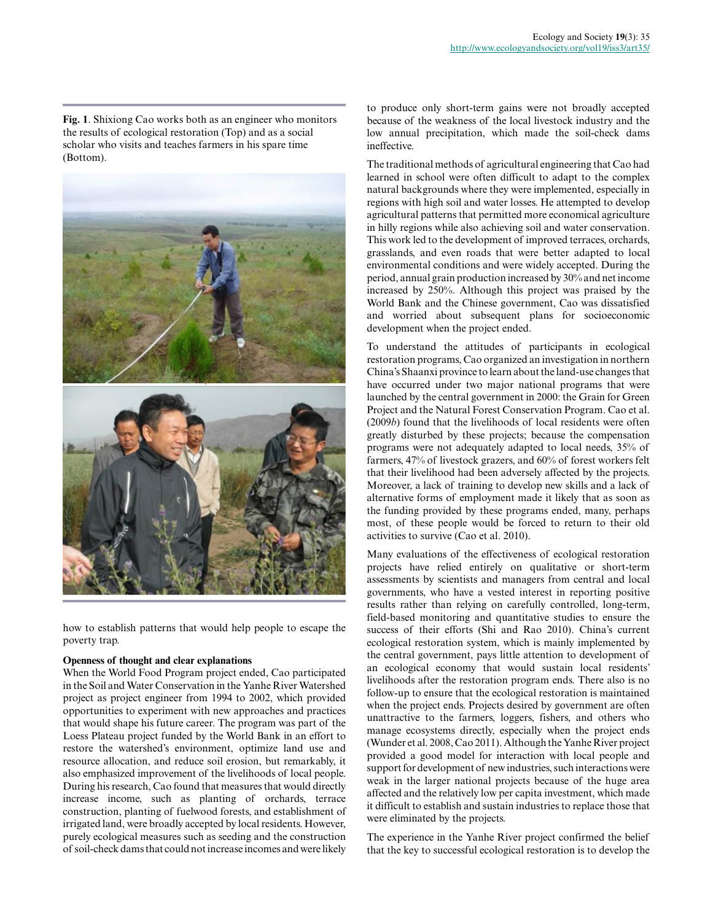**Fig. 1**. Shixiong Cao works both as an engineer who monitors the results of ecological restoration (Top) and as a social scholar who visits and teaches farmers in his spare time (Bottom).

how to establish patterns that would help people to escape the poverty trap.

### Openness of thought and clear explanations

When the World Food Program project ended, Cao participated in the Soil and Water Conservation in the Yanhe River Watershed project as project engineer from 1994 to 2002, which provided opportunities to experiment with new approaches and practices that would shape his future career. The program was part of the Loess Plateau project funded by the World Bank in an effort to restore the watershed's environment, optimize land use and resource allocation, and reduce soil erosion, but remarkably, it also emphasized improvement of the livelihoods of local people. During his research, Cao found that measures that would directly increase income, such as planting of orchards, terrace construction, planting of fuelwood forests, and establishment of irrigated land, were broadly accepted by local residents. However, purely ecological measures such as seeding and the construction of soil-check dams that could not increase incomes and were likely to produce only short-term gains were not broadly accepted because of the weakness of the local livestock industry and the low annual precipitation, which made the soil-check dams ineffective.

The traditional methods of agricultural engineering that Cao had learned in school were often difficult to adapt to the complex natural backgrounds where they were implemented, especially in regions with high soil and water losses. He attempted to develop agricultural patterns that permitted more economical agriculture in hilly regions while also achieving soil and water conservation. This work led to the development of improved terraces, orchards, grasslands, and even roads that were better adapted to local environmental conditions and were widely accepted. During the period, annual grain production increased by 30% and net income increased by 250%. Although this project was praised by the World Bank and the Chinese government, Cao was dissatisfied and worried about subsequent plans for socioeconomic development when the project ended.

To understand the attitudes of participants in ecological restoration programs, Cao organized an investigation in northern China's Shaanxi province to learn about the land-use changes that have occurred under two major national programs that were launched by the central government in 2000: the Grain for Green Project and the Natural Forest Conservation Program. Cao et al. (2009*b*) found that the livelihoods of local residents were often greatly disturbed by these projects; because the compensation programs were not adequately adapted to local needs, 35% of farmers, 47% of livestock grazers, and 60% of forest workers felt that their livelihood had been adversely affected by the projects. Moreover, a lack of training to develop new skills and a lack of alternative forms of employment made it likely that as soon as the funding provided by these programs ended, many, perhaps most, of these people would be forced to return to their old activities to survive (Cao et al. 2010).

Many evaluations of the effectiveness of ecological restoration projects have relied entirely on qualitative or short-term assessments by scientists and managers from central and local governments, who have a vested interest in reporting positive results rather than relying on carefully controlled, long-term, field-based monitoring and quantitative studies to ensure the success of their efforts (Shi and Rao 2010). China's current ecological restoration system, which is mainly implemented by the central government, pays little attention to development of an ecological economy that would sustain local residents' livelihoods after the restoration program ends. There also is no follow-up to ensure that the ecological restoration is maintained when the project ends. Projects desired by government are often unattractive to the farmers, loggers, fishers, and others who manage ecosystems directly, especially when the project ends (Wunder et al. 2008, Cao 2011). Although the Yanhe River project provided a good model for interaction with local people and support for development of new industries, such interactions were weak in the larger national projects because of the huge area affected and the relatively low per capita investment, which made it difficult to establish and sustain industries to replace those that were eliminated by the projects.

The experience in the Yanhe River project confirmed the belief that the key to successful ecological restoration is to develop the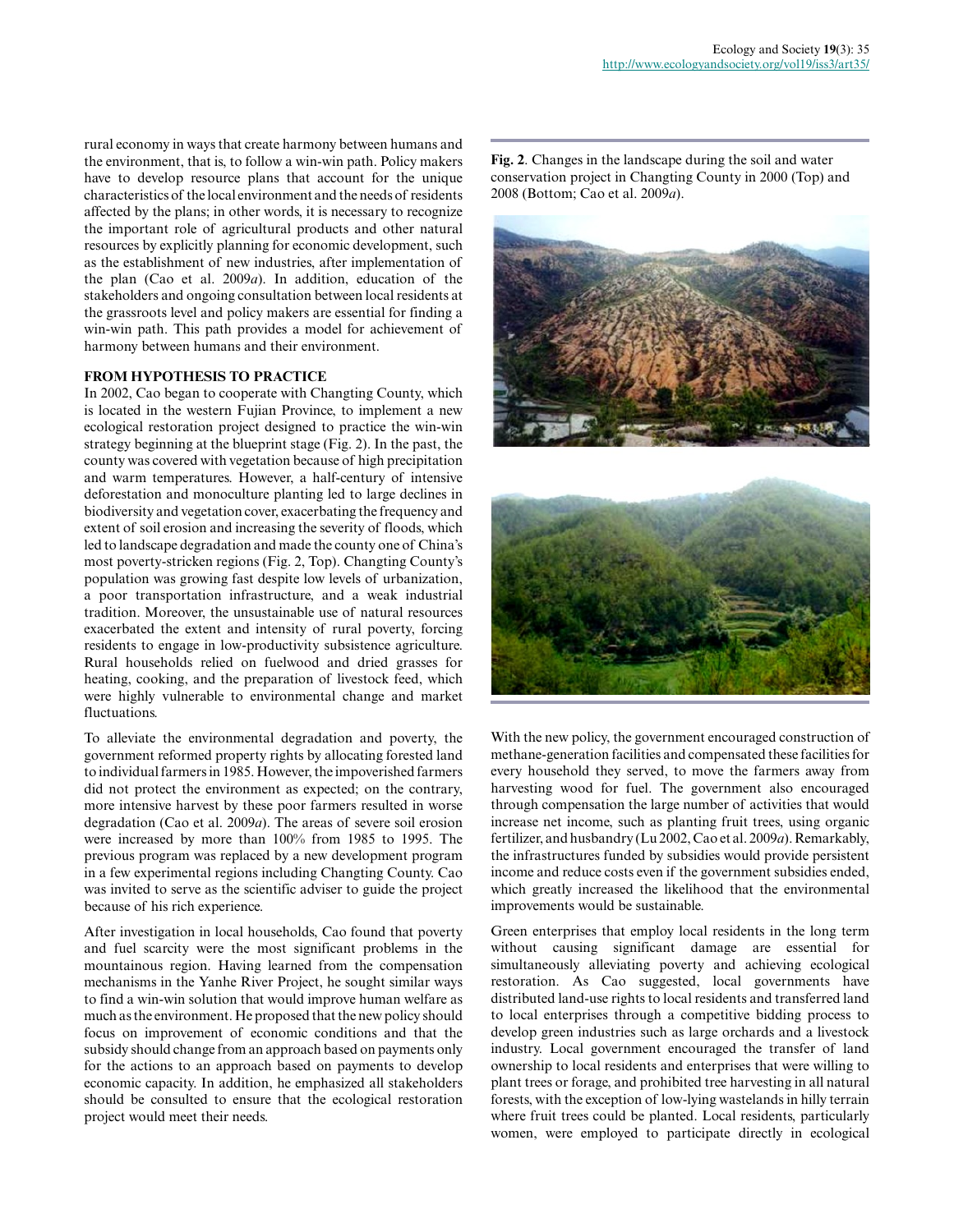rural economy in ways that create harmony between humans and the environment, that is, to follow a win-win path. Policy makers have to develop resource plans that account for the unique characteristics of the local environment and the needs of residents affected by the plans; in other words, it is necessary to recognize the important role of agricultural products and other natural resources by explicitly planning for economic development, such as the establishment of new industries, after implementation of the plan (Cao et al. 2009*a*). In addition, education of the stakeholders and ongoing consultation between local residents at the grassroots level and policy makers are essential for finding a win-win path. This path provides a model for achievement of harmony between humans and their environment.

## FROM HYPOTHESIS TO PRACTICE

In 2002, Cao began to cooperate with Changting County, which is located in the western Fujian Province, to implement a new ecological restoration project designed to practice the win-win strategy beginning at the blueprint stage (Fig. 2). In the past, the county was covered with vegetation because of high precipitation and warm temperatures. However, a half-century of intensive deforestation and monoculture planting led to large declines in biodiversity and vegetation cover, exacerbating the frequency and extent of soil erosion and increasing the severity of floods, which led to landscape degradation and made the county one of China's most poverty-stricken regions (Fig. 2, Top). Changting County's population was growing fast despite low levels of urbanization, a poor transportation infrastructure, and a weak industrial tradition. Moreover, the unsustainable use of natural resources exacerbated the extent and intensity of rural poverty, forcing residents to engage in low-productivity subsistence agriculture. Rural households relied on fuelwood and dried grasses for heating, cooking, and the preparation of livestock feed, which were highly vulnerable to environmental change and market fluctuations.

To alleviate the environmental degradation and poverty, the government reformed property rights by allocating forested land to individual farmers in 1985. However, the impoverished farmers did not protect the environment as expected; on the contrary, more intensive harvest by these poor farmers resulted in worse degradation (Cao et al. 2009*a*). The areas of severe soil erosion were increased by more than 100% from 1985 to 1995. The previous program was replaced by a new development program in a few experimental regions including Changting County. Cao was invited to serve as the scientific adviser to guide the project because of his rich experience.

After investigation in local households, Cao found that poverty and fuel scarcity were the most significant problems in the mountainous region. Having learned from the compensation mechanisms in the Yanhe River Project, he sought similar ways to find a win-win solution that would improve human welfare as much as the environment. He proposed that the new policy should focus on improvement of economic conditions and that the subsidy should change from an approach based on payments only for the actions to an approach based on payments to develop economic capacity. In addition, he emphasized all stakeholders should be consulted to ensure that the ecological restoration project would meet their needs.

**Fig. 2**. Changes in the landscape during the soil and water conservation project in Changting County in 2000 (Top) and 2008 (Bottom; Cao et al. 2009*a*).

With the new policy, the government encouraged construction of methane-generation facilities and compensated these facilities for every household they served, to move the farmers away from harvesting wood for fuel. The government also encouraged through compensation the large number of activities that would increase net income, such as planting fruit trees, using organic fertilizer, and husbandry (Lu 2002, Cao et al. 2009*a*). Remarkably, the infrastructures funded by subsidies would provide persistent income and reduce costs even if the government subsidies ended, which greatly increased the likelihood that the environmental improvements would be sustainable.

Green enterprises that employ local residents in the long term without causing significant damage are essential for simultaneously alleviating poverty and achieving ecological restoration. As Cao suggested, local governments have distributed land-use rights to local residents and transferred land to local enterprises through a competitive bidding process to develop green industries such as large orchards and a livestock industry. Local government encouraged the transfer of land ownership to local residents and enterprises that were willing to plant trees or forage, and prohibited tree harvesting in all natural forests, with the exception of low-lying wastelands in hilly terrain where fruit trees could be planted. Local residents, particularly women, were employed to participate directly in ecological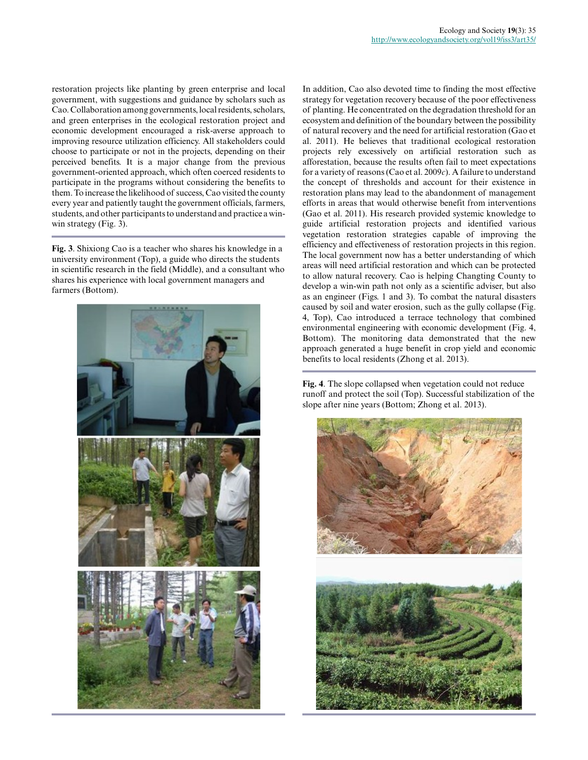restoration projects like planting by green enterprise and local government, with suggestions and guidance by scholars such as Cao. Collaboration among governments, local residents, scholars, and green enterprises in the ecological restoration project and economic development encouraged a risk-averse approach to improving resource utilization efficiency. All stakeholders could choose to participate or not in the projects, depending on their perceived benefits. It is a major change from the previous government-oriented approach, which often coerced residents to participate in the programs without considering the benefits to them. To increase the likelihood of success, Cao visited the county every year and patiently taught the government officials, farmers, students, and other participants to understand and practice a win-win strategy (Fig. 3).

**Fig. 3**. Shixiong Cao is a teacher who shares his knowledge in a university environment (Top), a guide who directs the students in scientific research in the field (Middle), and a consultant who shares his experience with local government managers and farmers (Bottom).

In addition, Cao also devoted time to finding the most effective strategy for vegetation recovery because of the poor effectiveness of planting. He concentrated on the degradation threshold for an ecosystem and definition of the boundary between the possibility of natural recovery and the need for artificial restoration (Gao et al. 2011). He believes that traditional ecological restoration projects rely excessively on artificial restoration such as afforestation, because the results often fail to meet expectations for a variety of reasons (Cao et al. 2009*c*). A failure to understand the concept of thresholds and account for their existence in restoration plans may lead to the abandonment of management efforts in areas that would otherwise benefit from interventions (Gao et al. 2011). His research provided systemic knowledge to guide artificial restoration projects and identified various vegetation restoration strategies capable of improving the efficiency and effectiveness of restoration projects in this region. The local government now has a better understanding of which areas will need artificial restoration and which can be protected to allow natural recovery. Cao is helping Changting County to develop a win-win path not only as a scientific adviser, but also as an engineer (Figs. 1 and 3). To combat the natural disasters caused by soil and water erosion, such as the gully collapse (Fig. 4, Top), Cao introduced a terrace technology that combined environmental engineering with economic development (Fig. 4, Bottom). The monitoring data demonstrated that the new approach generated a huge benefit in crop yield and economic benefits to local residents (Zhong et al. 2013).

**Fig. 4**. The slope collapsed when vegetation could not reduce runoff and protect the soil (Top). Successful stabilization of the slope after nine years (Bottom; Zhong et al. 2013).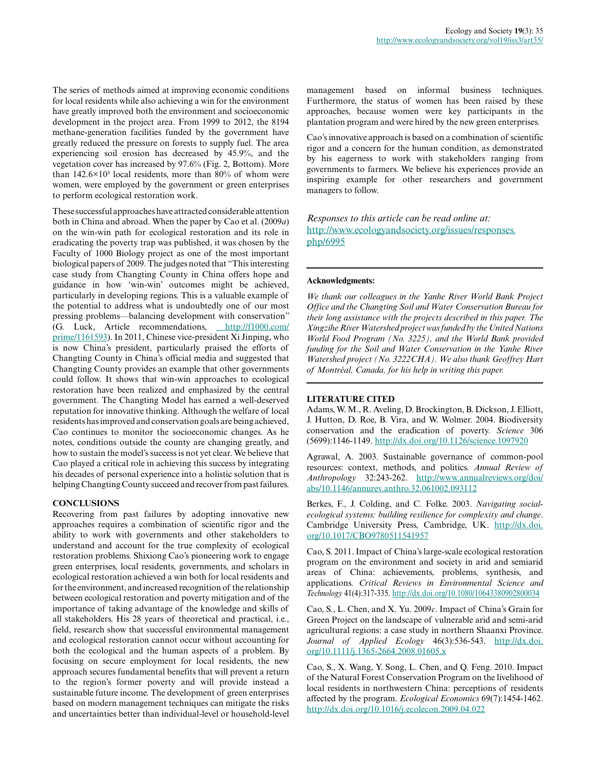The series of methods aimed at improving economic conditions for local residents while also achieving a win for the environment have greatly improved both the environment and socioeconomic development in the project area. From 1999 to 2012, the 8194 methane-generation facilities funded by the government have greatly reduced the pressure on forests to supply fuel. The area experiencing soil erosion has decreased by 45.9%, and the vegetation cover has increased by 97.6% (Fig. 2, Bottom). More than $142.6 \times 10^3$ local residents, more than 80% of whom were women, were employed by the government or green enterprises to perform ecological restoration work.

These successful approaches have attracted considerable attention both in China and abroad. When the paper by Cao et al. (2009*a*) on the win-win path for ecological restoration and its role in eradicating the poverty trap was published, it was chosen by the Faculty of 1000 Biology project as one of the most important biological papers of 2009. The judges noted that "This interesting case study from Changting County in China offers hope and guidance in how 'win-win' outcomes might be achieved, particularly in developing regions. This is a valuable example of the potential to address what is undoubtedly one of our most pressing problems—balancing development with conservation" (G. Luck, Article recommendations, http://f1000.com/prime/1161593). In 2011, Chinese vice-president Xi Jinping, who is now China's president, particularly praised the efforts of Changting County in China's official media and suggested that Changting County provides an example that other governments could follow. It shows that win-win approaches to ecological restoration have been realized and emphasized by the central government. The Changting Model has earned a well-deserved reputation for innovative thinking. Although the welfare of local residents has improved and conservation goals are being achieved, Cao continues to monitor the socioeconomic changes. As he notes, conditions outside the county are changing greatly, and how to sustain the model's success is not yet clear. We believe that Cao played a critical role in achieving this success by integrating his decades of personal experience into a holistic solution that is helping Changting County succeed and recover from past failures.

## CONCLUSIONS

Recovering from past failures by adopting innovative new approaches requires a combination of scientific rigor and the ability to work with governments and other stakeholders to understand and account for the true complexity of ecological restoration problems. Shixiong Cao's pioneering work to engage green enterprises, local residents, governments, and scholars in ecological restoration achieved a win both for local residents and for the environment, and increased recognition of the relationship between ecological restoration and poverty mitigation and of the importance of taking advantage of the knowledge and skills of all stakeholders. His 28 years of theoretical and practical, i.e., field, research show that successful environmental management and ecological restoration cannot occur without accounting for both the ecological and the human aspects of a problem. By focusing on secure employment for local residents, the new approach secures fundamental benefits that will prevent a return to the region's former poverty and will provide instead a sustainable future income. The development of green enterprises based on modern management techniques can mitigate the risks and uncertainties better than individual-level or household-level management based on informal business techniques. Furthermore, the status of women has been raised by these approaches, because women were key participants in the plantation program and were hired by the new green enterprises.

Cao's innovative approach is based on a combination of scientific rigor and a concern for the human condition, as demonstrated by his eagerness to work with stakeholders ranging from governments to farmers. We believe his experiences provide an inspiring example for other researchers and government managers to follow.

*Responses to this article can be read online at:*
http://www.ecologyandsociety.org/issues/responses.php/6995

**Acknowledgments:**

*We thank our colleagues in the Yanhe River World Bank Project Office and the Changting Soil and Water Conservation Bureau for their long assistance with the projects described in this paper. The Xingzihe River Watershed project was funded by the United Nations World Food Program (No. 3225), and the World Bank provided funding for the Soil and Water Conservation in the Yanhe River Watershed project (No. 3222CHA). We also thank Geoffrey Hart of Montréal, Canada, for his help in writing this paper.*

## LITERATURE CITED

Adams, W. M., R. Aveling, D. Brockington, B. Dickson, J. Elliott, J. Hutton, D. Roe, B. Vira, and W. Wolmer. 2004. Biodiversity conservation and the eradication of poverty. *Science* 306 (5699):1146-1149. http://dx.doi.org/10.1126/science.1097920

Agrawal, A. 2003. Sustainable governance of common-pool resources: context, methods, and politics. *Annual Review of Anthropology* 32:243-262. http://www.annualreviews.org/doi/abs/10.1146/annurev.anthro.32.061002.093112

Berkes, F., J. Colding, and C. Folke. 2003. *Navigating social-ecological systems: building resilience for complexity and change*. Cambridge University Press, Cambridge, UK. http://dx.doi.org/10.1017/CBO9780511541957

Cao, S. 2011. Impact of China's large-scale ecological restoration program on the environment and society in arid and semiarid areas of China: achievements, problems, synthesis, and applications. *Critical Reviews in Environmental Science and Technology* 41(4):317-335. http://dx.doi.org/10.1080/10643380902800034

Cao, S., L. Chen, and X. Yu. 2009*c*. Impact of China's Grain for Green Project on the landscape of vulnerable arid and semi-arid agricultural regions: a case study in northern Shaanxi Province. *Journal of Applied Ecology* 46(3):536-543. http://dx.doi.org/10.1111/j.1365-2664.2008.01605.x

Cao, S., X. Wang, Y. Song, L. Chen, and Q. Feng. 2010. Impact of the Natural Forest Conservation Program on the livelihood of local residents in northwestern China: perceptions of residents affected by the program. *Ecological Economics* 69(7):1454-1462. http://dx.doi.org/10.1016/j.ecolecon.2009.04.022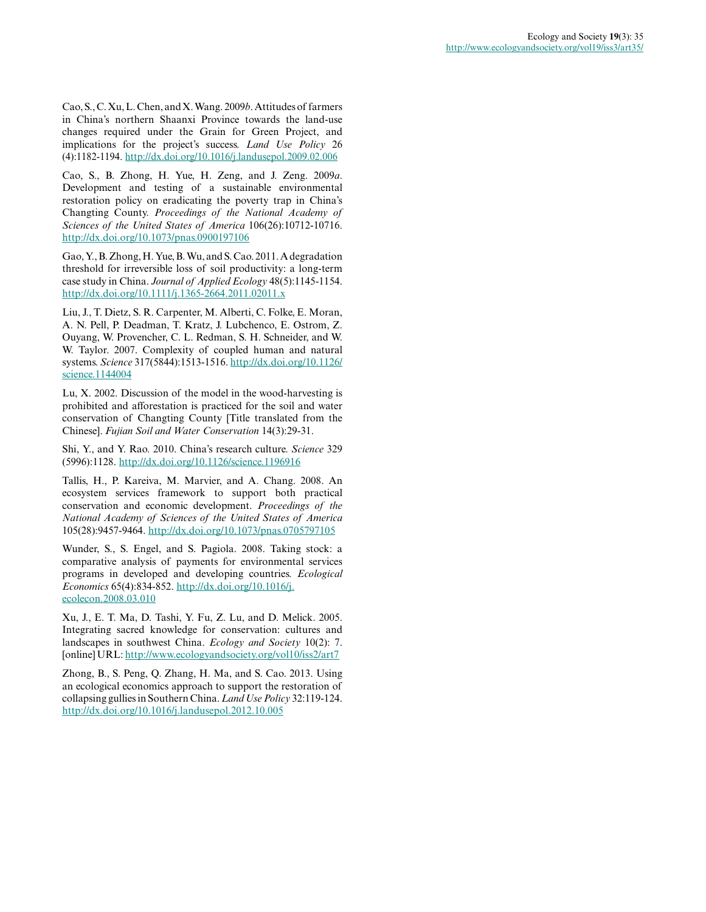Cao, S., C. Xu, L. Chen, and X. Wang. 2009*b*. Attitudes of farmers in China's northern Shaanxi Province towards the land-use changes required under the Grain for Green Project, and implications for the project's success. *Land Use Policy* 26 (4):1182-1194. http://dx.doi.org/10.1016/j.landusepol.2009.02.006

Cao, S., B. Zhong, H. Yue, H. Zeng, and J. Zeng. 2009*a*. Development and testing of a sustainable environmental restoration policy on eradicating the poverty trap in China's Changting County. *Proceedings of the National Academy of Sciences of the United States of America* 106(26):10712-10716. http://dx.doi.org/10.1073/pnas.0900197106

Gao, Y., B. Zhong, H. Yue, B. Wu, and S. Cao. 2011. A degradation threshold for irreversible loss of soil productivity: a long-term case study in China. *Journal of Applied Ecology* 48(5):1145-1154. http://dx.doi.org/10.1111/j.1365-2664.2011.02011.x

Liu, J., T. Dietz, S. R. Carpenter, M. Alberti, C. Folke, E. Moran, A. N. Pell, P. Deadman, T. Kratz, J. Lubchenco, E. Ostrom, Z. Ouyang, W. Provencher, C. L. Redman, S. H. Schneider, and W. W. Taylor. 2007. Complexity of coupled human and natural systems. *Science* 317(5844):1513-1516. http://dx.doi.org/10.1126/science.1144004

Lu, X. 2002. Discussion of the model in the wood-harvesting is prohibited and afforestation is practiced for the soil and water conservation of Changting County [Title translated from the Chinese]. *Fujian Soil and Water Conservation* 14(3):29-31.

Shi, Y., and Y. Rao. 2010. China's research culture. *Science* 329 (5996):1128. http://dx.doi.org/10.1126/science.1196916

Tallis, H., P. Kareiva, M. Marvier, and A. Chang. 2008. An ecosystem services framework to support both practical conservation and economic development. *Proceedings of the National Academy of Sciences of the United States of America* 105(28):9457-9464. http://dx.doi.org/10.1073/pnas.0705797105

Wunder, S., S. Engel, and S. Pagiola. 2008. Taking stock: a comparative analysis of payments for environmental services programs in developed and developing countries. *Ecological Economics* 65(4):834-852. http://dx.doi.org/10.1016/j.ecolecon.2008.03.010

Xu, J., E. T. Ma, D. Tashi, Y. Fu, Z. Lu, and D. Melick. 2005. Integrating sacred knowledge for conservation: cultures and landscapes in southwest China. *Ecology and Society* 10(2): 7. [online] URL: http://www.ecologyandsociety.org/vol10/iss2/art7

Zhong, B., S. Peng, Q. Zhang, H. Ma, and S. Cao. 2013. Using an ecological economics approach to support the restoration of collapsing gullies in Southern China. *Land Use Policy* 32:119-124. http://dx.doi.org/10.1016/j.landusepol.2012.10.005